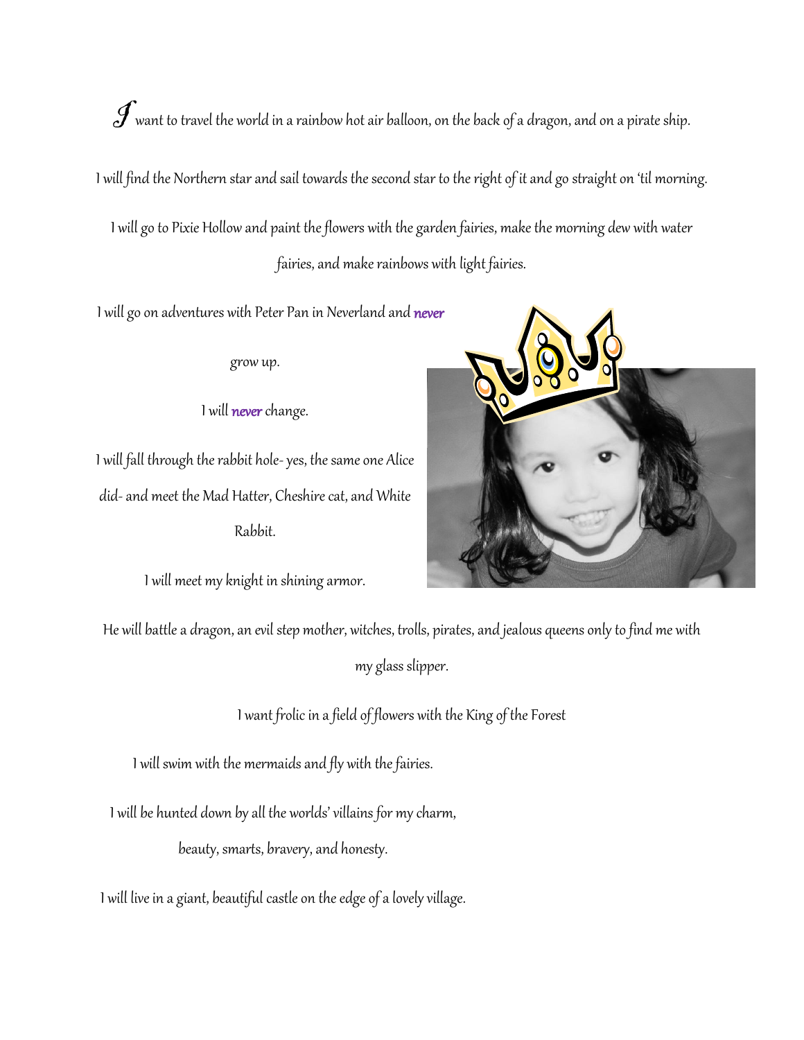I want to travel the world in a rainbow hot air balloon, on the back of a dragon, and on a pirate ship.

I will find the Northern star and sail towards the second star to the right of it and go straight on 'til morning.

I will go to Pixie Hollow and paint the flowers with the garden fairies, make the morning dew with water fairies, and make rainbows with light fairies.

I will go on adventures with Peter Pan in Neverland and *never* grow up.

I will *never* change.

I will fall through the rabbit hole- yes, the same one Alice did- and meet the Mad Hatter, Cheshire cat, and White Rabbit.

I will meet my knight in shining armor.

He will battle a dragon, an evil step mother, witches, trolls, pirates, and jealous queens only to find me with my glass slipper.

I want frolic in a field of flowers with the King of the Forest

I will swim with the mermaids and fly with the fairies.

I will be hunted down by all the worlds' villains for my charm, beauty, smarts, bravery, and honesty.

I will live in a giant, beautiful castle on the edge of a lovely village.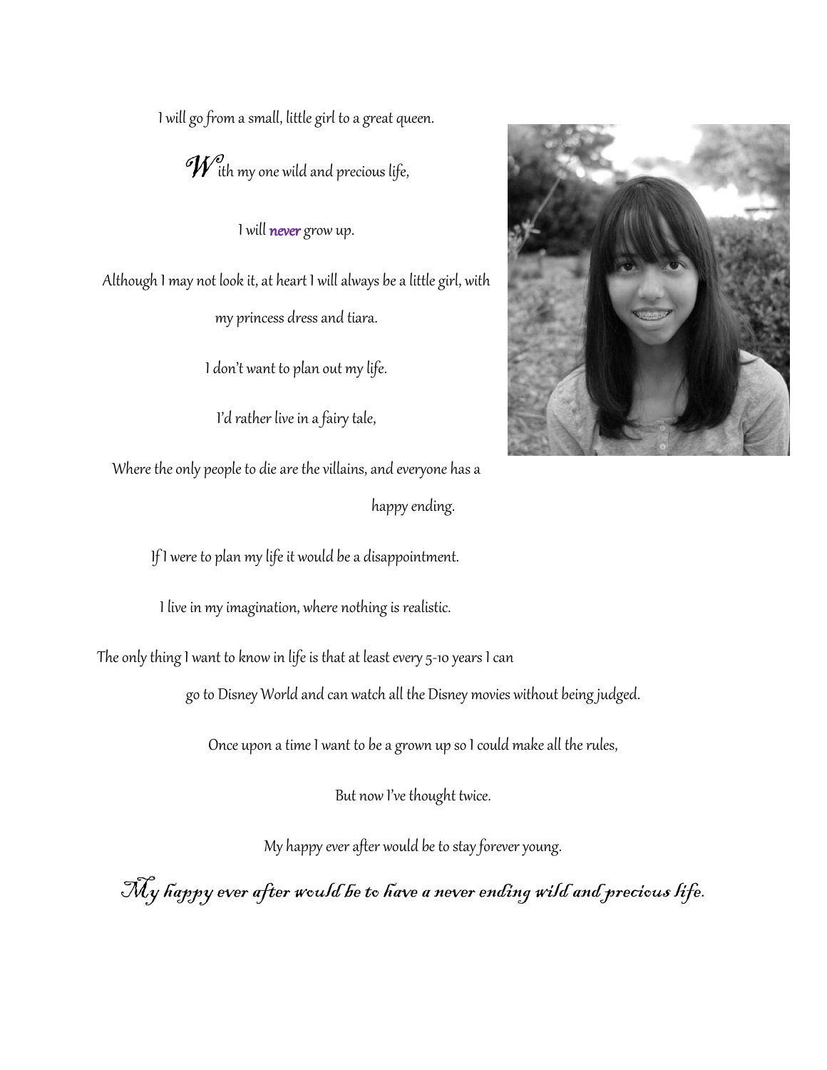I will go from a small, little girl to a great queen.

With my one wild and precious life,

I will *never* grow up.

Although I may not look it, at heart I will always be a little girl, with my princess dress and tiara.

I don't want to plan out my life.

I'd rather live in a fairy tale,

Where the only people to die are the villains, and everyone has a happy ending.

If I were to plan my life it would be a disappointment.

I live in my imagination, where nothing is realistic.

The only thing I want to know in life is that at least every 5-10 years I can go to Disney World and can watch all the Disney movies without being judged.

Once upon a time I want to be a grown up so I could make all the rules,

But now I've thought twice.

My happy ever after would be to stay forever young.

*My happy ever after would be to have a never ending wild and precious life.*